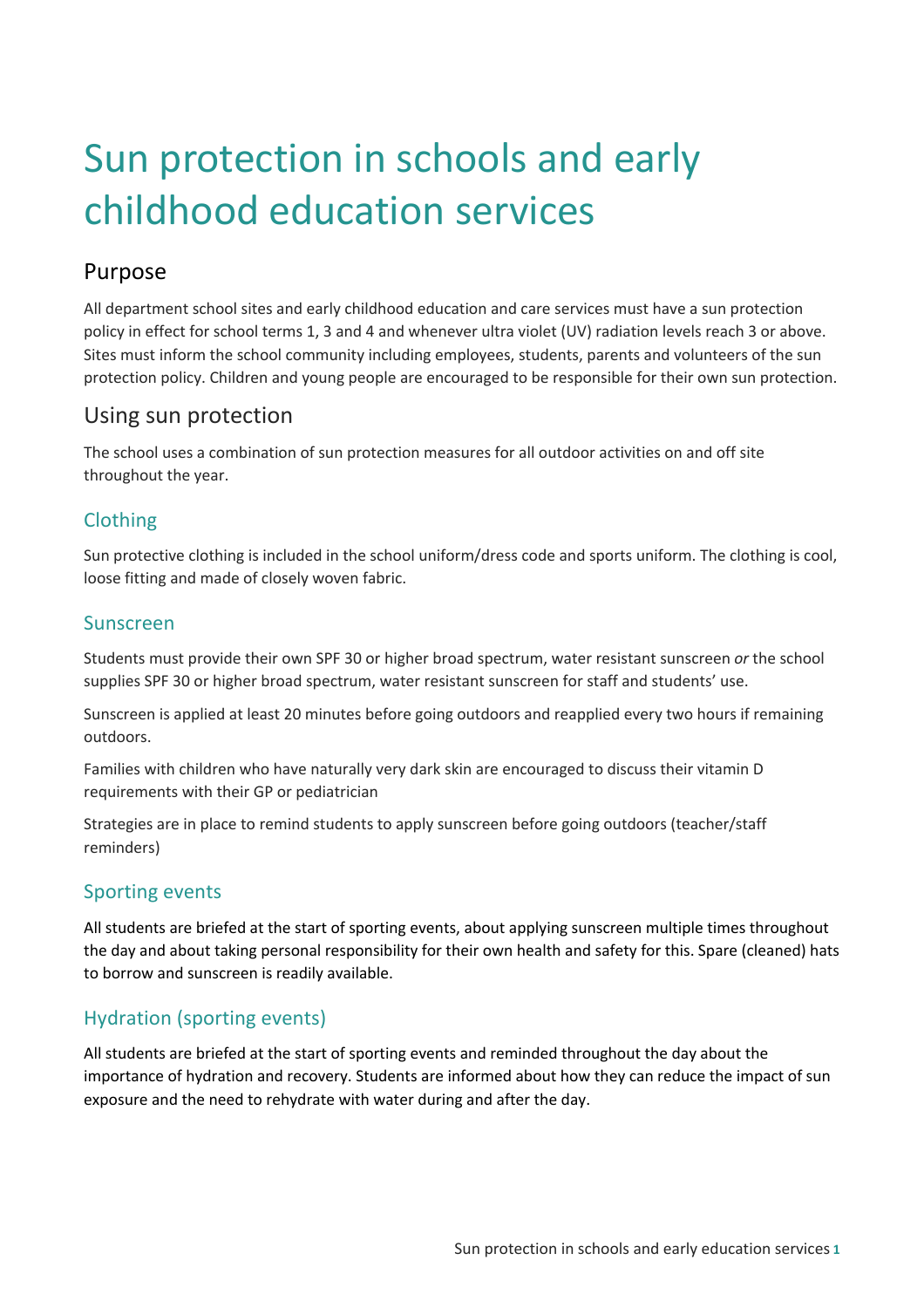# Sun protection in schools and early childhood education services

## Purpose

All department school sites and early childhood education and care services must have a sun protection policy in effect for school terms 1, 3 and 4 and whenever ultra violet (UV) radiation levels reach 3 or above. Sites must inform the school community including employees, students, parents and volunteers of the sun protection policy. Children and young people are encouraged to be responsible for their own sun protection.

## Using sun protection

The school uses a combination of sun protection measures for all outdoor activities on and off site throughout the year.

### Clothing

Sun protective clothing is included in the school uniform/dress code and sports uniform. The clothing is cool, loose fitting and made of closely woven fabric.

### Sunscreen

Students must provide their own SPF 30 or higher broad spectrum, water resistant sunscreen *or* the school supplies SPF 30 or higher broad spectrum, water resistant sunscreen for staff and students' use.

Sunscreen is applied at least 20 minutes before going outdoors and reapplied every two hours if remaining outdoors.

Families with children who have naturally very dark skin are encouraged to discuss their vitamin D requirements with their GP or pediatrician

Strategies are in place to remind students to apply sunscreen before going outdoors (teacher/staff reminders)

### Sporting events

All students are briefed at the start of sporting events, about applying sunscreen multiple times throughout the day and about taking personal responsibility for their own health and safety for this. Spare (cleaned) hats to borrow and sunscreen is readily available.

### Hydration (sporting events)

All students are briefed at the start of sporting events and reminded throughout the day about the importance of hydration and recovery. Students are informed about how they can reduce the impact of sun exposure and the need to rehydrate with water during and after the day.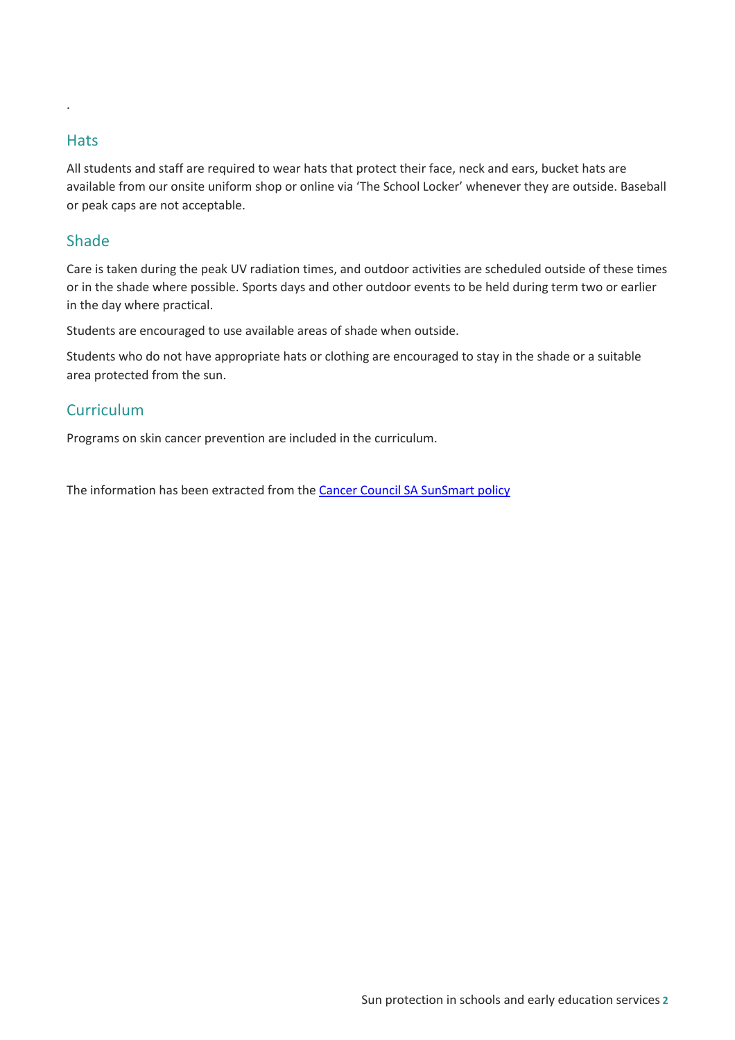## Hats

All students and staff are required to wear hats that protect their face, neck and ears, bucket hats are available from our onsite uniform shop or online via 'The School Locker' whenever they are outside. Baseball or peak caps are not acceptable.

## Shade

Care is taken during the peak UV radiation times, and outdoor activities are scheduled outside of these times or in the shade where possible. Sports days and other outdoor events to be held during term two or earlier in the day where practical.

Students are encouraged to use available areas of shade when outside.

Students who do not have appropriate hats or clothing are encouraged to stay in the shade or a suitable area protected from the sun.

## Curriculum

Programs on skin cancer prevention are included in the curriculum.

The information has been extracted from the [Cancer Council SA SunSmart policy]